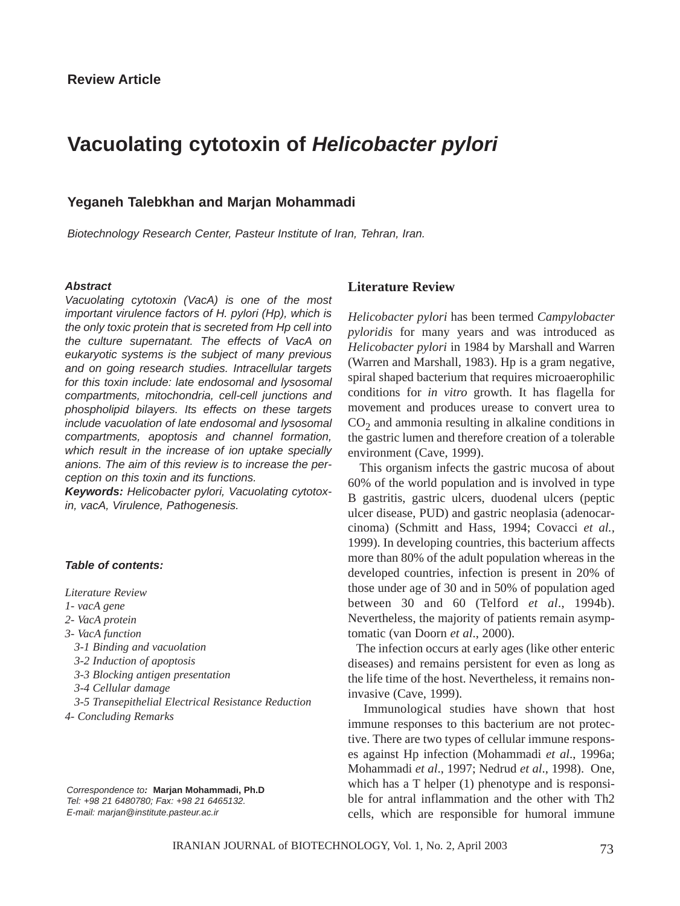**Review Article**

# Vacuolating cytotoxin of *Helicobacter pylori*

**Yeganeh Talebkhan and Marjan Mohammadi**

*Biotechnology Research Center, Pasteur Institute of Iran, Tehran, Iran.*

***Abstract***

*Vacuolating cytotoxin (VacA) is one of the most important virulence factors of H. pylori (Hp), which is the only toxic protein that is secreted from Hp cell into the culture supernatant. The effects of VacA on eukaryotic systems is the subject of many previous and on going research studies. Intracellular targets for this toxin include: late endosomal and lysosomal compartments, mitochondria, cell-cell junctions and phospholipid bilayers. Its effects on these targets include vacuolation of late endosomal and lysosomal compartments, apoptosis and channel formation, which result in the increase of ion uptake specially anions. The aim of this review is to increase the perception on this toxin and its functions.*

***Keywords:*** *Helicobacter pylori, Vacuolating cytotoxin, vacA, Virulence, Pathogenesis.*

***Table of contents:***

*Literature Review*
*1- vacA gene*
*2- VacA protein*
*3- VacA function*
*3-1 Binding and vacuolation*
*3-2 Induction of apoptosis*
*3-3 Blocking antigen presentation*
*3-4 Cellular damage*
*3-5 Transepithelial Electrical Resistance Reduction*
*4- Concluding Remarks*

*Correspondence to:* **Marjan Mohammadi, Ph.D**
*Tel: +98 21 6480780; Fax: +98 21 6465132.*
*E-mail: marjan@institute.pasteur.ac.ir*

## Literature Review

*Helicobacter pylori* has been termed *Campylobacter pyloridis* for many years and was introduced as *Helicobacter pylori* in 1984 by Marshall and Warren (Warren and Marshall, 1983). Hp is a gram negative, spiral shaped bacterium that requires microaerophilic conditions for *in vitro* growth. It has flagella for movement and produces urease to convert urea to $CO_2$ and ammonia resulting in alkaline conditions in the gastric lumen and therefore creation of a tolerable environment (Cave, 1999).

This organism infects the gastric mucosa of about 60% of the world population and is involved in type B gastritis, gastric ulcers, duodenal ulcers (peptic ulcer disease, PUD) and gastric neoplasia (adenocarcinoma) (Schmitt and Hass, 1994; Covacci *et al.,* 1999). In developing countries, this bacterium affects more than 80% of the adult population whereas in the developed countries, infection is present in 20% of those under age of 30 and in 50% of population aged between 30 and 60 (Telford *et al*., 1994b). Nevertheless, the majority of patients remain asymptomatic (van Doorn *et al*., 2000).

The infection occurs at early ages (like other enteric diseases) and remains persistent for even as long as the life time of the host. Nevertheless, it remains noninvasive (Cave, 1999).

Immunological studies have shown that host immune responses to this bacterium are not protective. There are two types of cellular immune responses against Hp infection (Mohammadi *et al*., 1996a; Mohammadi *et al*., 1997; Nedrud *et al*., 1998). One, which has a T helper (1) phenotype and is responsible for antral inflammation and the other with Th2 cells, which are responsible for humoral immune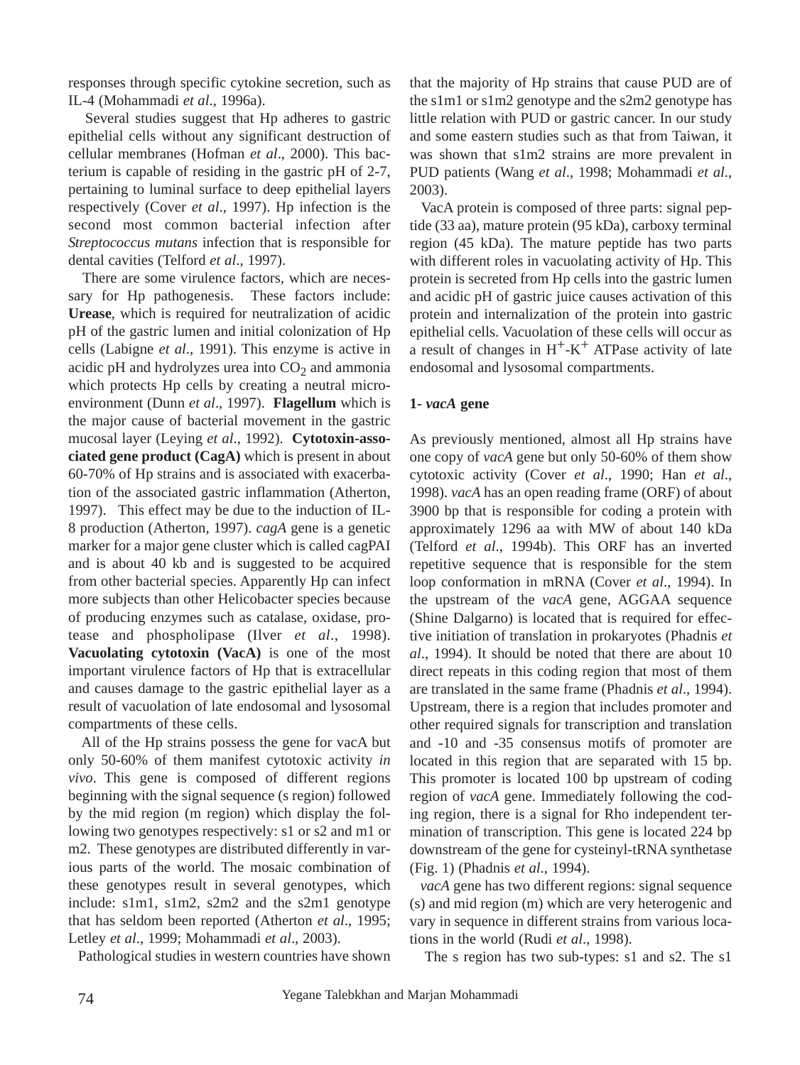responses through specific cytokine secretion, such as IL-4 (Mohammadi *et al*., 1996a).

Several studies suggest that Hp adheres to gastric epithelial cells without any significant destruction of cellular membranes (Hofman *et al*., 2000). This bacterium is capable of residing in the gastric pH of 2-7, pertaining to luminal surface to deep epithelial layers respectively (Cover *et al*., 1997). Hp infection is the second most common bacterial infection after *Streptococcus mutans* infection that is responsible for dental cavities (Telford *et al*., 1997).

There are some virulence factors, which are necessary for Hp pathogenesis. These factors include: **Urease**, which is required for neutralization of acidic pH of the gastric lumen and initial colonization of Hp cells (Labigne *et al*., 1991). This enzyme is active in acidic pH and hydrolyzes urea into $CO_2$ and ammonia which protects Hp cells by creating a neutral microenvironment (Dunn *et al*., 1997). **Flagellum** which is the major cause of bacterial movement in the gastric mucosal layer (Leying *et al*., 1992). **Cytotoxin-associated gene product (CagA)** which is present in about 60-70% of Hp strains and is associated with exacerbation of the associated gastric inflammation (Atherton, 1997). This effect may be due to the induction of IL-8 production (Atherton, 1997). *cagA* gene is a genetic marker for a major gene cluster which is called cagPAI and is about 40 kb and is suggested to be acquired from other bacterial species. Apparently Hp can infect more subjects than other Helicobacter species because of producing enzymes such as catalase, oxidase, protease and phospholipase (Ilver *et al*., 1998). **Vacuolating cytotoxin (VacA)** is one of the most important virulence factors of Hp that is extracellular and causes damage to the gastric epithelial layer as a result of vacuolation of late endosomal and lysosomal compartments of these cells.

All of the Hp strains possess the gene for vacA but only 50-60% of them manifest cytotoxic activity *in vivo*. This gene is composed of different regions beginning with the signal sequence (s region) followed by the mid region (m region) which display the following two genotypes respectively: s1 or s2 and m1 or m2. These genotypes are distributed differently in various parts of the world. The mosaic combination of these genotypes result in several genotypes, which include: s1m1, s1m2, s2m2 and the s2m1 genotype that has seldom been reported (Atherton *et al*., 1995; Letley *et al*., 1999; Mohammadi *et al*., 2003).

Pathological studies in western countries have shown that the majority of Hp strains that cause PUD are of the s1m1 or s1m2 genotype and the s2m2 genotype has little relation with PUD or gastric cancer. In our study and some eastern studies such as that from Taiwan, it was shown that s1m2 strains are more prevalent in PUD patients (Wang *et al*., 1998; Mohammadi *et al*., 2003).

VacA protein is composed of three parts: signal peptide (33 aa), mature protein (95 kDa), carboxy terminal region (45 kDa). The mature peptide has two parts with different roles in vacuolating activity of Hp. This protein is secreted from Hp cells into the gastric lumen and acidic pH of gastric juice causes activation of this protein and internalization of the protein into gastric epithelial cells. Vacuolation of these cells will occur as a result of changes in $H^+$-$K^+$ ATPase activity of late endosomal and lysosomal compartments.

### 1- *vacA* gene

As previously mentioned, almost all Hp strains have one copy of *vacA* gene but only 50-60% of them show cytotoxic activity (Cover *et al*., 1990; Han *et al*., 1998). *vacA* has an open reading frame (ORF) of about 3900 bp that is responsible for coding a protein with approximately 1296 aa with MW of about 140 kDa (Telford *et al*., 1994b). This ORF has an inverted repetitive sequence that is responsible for the stem loop conformation in mRNA (Cover *et al*., 1994). In the upstream of the *vacA* gene, AGGAA sequence (Shine Dalgarno) is located that is required for effective initiation of translation in prokaryotes (Phadnis *et al*., 1994). It should be noted that there are about 10 direct repeats in this coding region that most of them are translated in the same frame (Phadnis *et al*., 1994). Upstream, there is a region that includes promoter and other required signals for transcription and translation and -10 and -35 consensus motifs of promoter are located in this region that are separated with 15 bp. This promoter is located 100 bp upstream of coding region of *vacA* gene. Immediately following the coding region, there is a signal for Rho independent termination of transcription. This gene is located 224 bp downstream of the gene for cysteinyl-tRNA synthetase (Fig. 1) (Phadnis *et al*., 1994).

*vacA* gene has two different regions: signal sequence (s) and mid region (m) which are very heterogenic and vary in sequence in different strains from various locations in the world (Rudi *et al*., 1998).

The s region has two sub-types: s1 and s2. The s1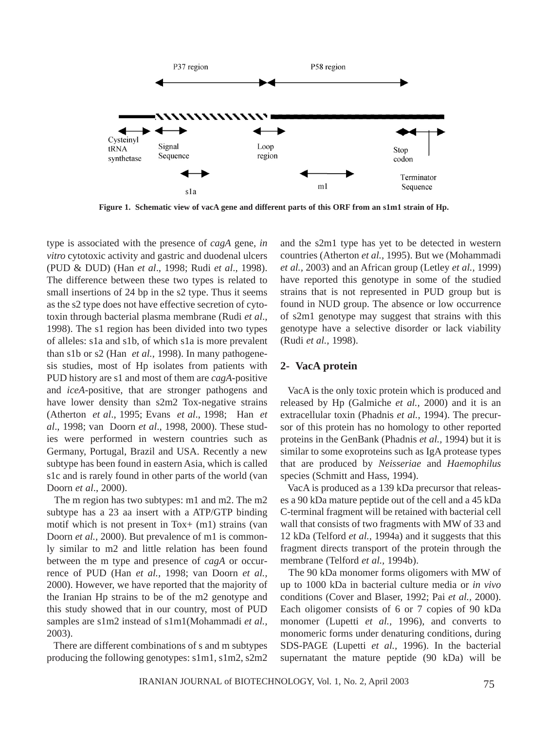P37 region P58 region

Cysteinyl tRNA synthetase

Signal Sequence

Loop region

Stop codon

Terminator Sequence

s1a

m1

**Figure 1. Schematic view of vacA gene and different parts of this ORF from an s1m1 strain of Hp.**

type is associated with the presence of *cagA* gene, *in vitro* cytotoxic activity and gastric and duodenal ulcers (PUD & DUD) (Han *et al*., 1998; Rudi *et al*., 1998). The difference between these two types is related to small insertions of 24 bp in the s2 type. Thus it seems as the s2 type does not have effective secretion of cytotoxin through bacterial plasma membrane (Rudi *et al*., 1998). The s1 region has been divided into two types of alleles: s1a and s1b, of which s1a is more prevalent than s1b or s2 (Han *et al.,* 1998). In many pathogenesis studies, most of Hp isolates from patients with PUD history are s1 and most of them are *cagA*-positive and *iceA*-positive, that are stronger pathogens and have lower density than s2m2 Tox-negative strains (Atherton *et al*., 1995; Evans *et al*., 1998; Han *et al*., 1998; van Doorn *et al*., 1998, 2000). These studies were performed in western countries such as Germany, Portugal, Brazil and USA. Recently a new subtype has been found in eastern Asia, which is called s1c and is rarely found in other parts of the world (van Doorn *et al*., 2000).

The m region has two subtypes: m1 and m2. The m2 subtype has a 23 aa insert with a ATP/GTP binding motif which is not present in Tox+ (m1) strains (van Doorn *et al.,* 2000). But prevalence of m1 is commonly similar to m2 and little relation has been found between the m type and presence of *cagA* or occurrence of PUD (Han *et al.,* 1998; van Doorn *et al.,* 2000). However, we have reported that the majority of the Iranian Hp strains to be of the m2 genotype and this study showed that in our country, most of PUD samples are s1m2 instead of s1m1(Mohammadi *et al.,* 2003).

There are different combinations of s and m subtypes producing the following genotypes: s1m1, s1m2, s2m2 and the s2m1 type has yet to be detected in western countries (Atherton *et al.,* 1995). But we (Mohammadi *et al.,* 2003) and an African group (Letley *et al.,* 1999) have reported this genotype in some of the studied strains that is not represented in PUD group but is found in NUD group. The absence or low occurrence of s2m1 genotype may suggest that strains with this genotype have a selective disorder or lack viability (Rudi *et al.,* 1998).

## 2- VacA protein

VacA is the only toxic protein which is produced and released by Hp (Galmiche *et al.,* 2000) and it is an extracellular toxin (Phadnis *et al.,* 1994). The precursor of this protein has no homology to other reported proteins in the GenBank (Phadnis *et al.,* 1994) but it is similar to some exoproteins such as IgA protease types that are produced by *Neisseriae* and *Haemophilus* species (Schmitt and Hass, 1994).

VacA is produced as a 139 kDa precursor that releases a 90 kDa mature peptide out of the cell and a 45 kDa C-terminal fragment will be retained with bacterial cell wall that consists of two fragments with MW of 33 and 12 kDa (Telford *et al.,* 1994a) and it suggests that this fragment directs transport of the protein through the membrane (Telford *et al.,* 1994b).

The 90 kDa monomer forms oligomers with MW of up to 1000 kDa in bacterial culture media or *in vivo* conditions (Cover and Blaser, 1992; Pai *et al.,* 2000). Each oligomer consists of 6 or 7 copies of 90 kDa monomer (Lupetti *et al.,* 1996), and converts to monomeric forms under denaturing conditions, during SDS-PAGE (Lupetti *et al.,* 1996). In the bacterial supernatant the mature peptide (90 kDa) will be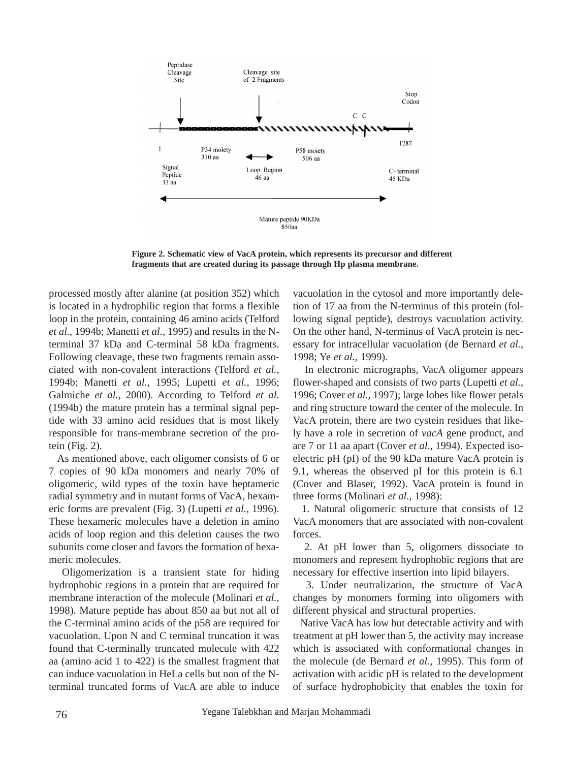**Figure 2. Schematic view of VacA protein, which represents its precursor and different fragments that are created during its passage through Hp plasma membrane.**

processed mostly after alanine (at position 352) which is located in a hydrophilic region that forms a flexible loop in the protein, containing 46 amino acids (Telford *et al.,* 1994b; Manetti *et al.,* 1995) and results in the N-terminal 37 kDa and C-terminal 58 kDa fragments. Following cleavage, these two fragments remain associated with non-covalent interactions (Telford *et al.,* 1994b; Manetti *et al.,* 1995; Lupetti *et al.,* 1996; Galmiche *et al.,* 2000). According to Telford *et al.* (1994b) the mature protein has a terminal signal peptide with 33 amino acid residues that is most likely responsible for trans-membrane secretion of the protein (Fig. 2).

As mentioned above, each oligomer consists of 6 or 7 copies of 90 kDa monomers and nearly 70% of oligomeric, wild types of the toxin have heptameric radial symmetry and in mutant forms of VacA, hexameric forms are prevalent (Fig. 3) (Lupetti *et al.,* 1996). These hexameric molecules have a deletion in amino acids of loop region and this deletion causes the two subunits come closer and favors the formation of hexameric molecules.

Oligomerization is a transient state for hiding hydrophobic regions in a protein that are required for membrane interaction of the molecule (Molinari *et al.,* 1998). Mature peptide has about 850 aa but not all of the C-terminal amino acids of the p58 are required for vacuolation. Upon N and C terminal truncation it was found that C-terminally truncated molecule with 422 aa (amino acid 1 to 422) is the smallest fragment that can induce vacuolation in HeLa cells but non of the N-terminal truncated forms of VacA are able to induce vacuolation in the cytosol and more importantly deletion of 17 aa from the N-terminus of this protein (following signal peptide), destroys vacuolation activity. On the other hand, N-terminus of VacA protein is necessary for intracellular vacuolation (de Bernard *et al.,* 1998; Ye *et al.,* 1999).

In electronic micrographs, VacA oligomer appears flower-shaped and consists of two parts (Lupetti *et al.,* 1996; Cover *et al.,* 1997); large lobes like flower petals and ring structure toward the center of the molecule. In VacA protein, there are two cystein residues that likely have a role in secretion of *vacA* gene product, and are 7 or 11 aa apart (Cover *et al.,* 1994). Expected isoelectric pH (pI) of the 90 kDa mature VacA protein is 9.1, whereas the observed pI for this protein is 6.1 (Cover and Blaser, 1992). VacA protein is found in three forms (Molinari *et al.,* 1998):

1. Natural oligomeric structure that consists of 12 VacA monomers that are associated with non-covalent forces.
2. At pH lower than 5, oligomers dissociate to monomers and represent hydrophobic regions that are necessary for effective insertion into lipid bilayers.
3. Under neutralization, the structure of VacA changes by monomers forming into oligomers with different physical and structural properties.

Native VacA has low but detectable activity and with treatment at pH lower than 5, the activity may increase which is associated with conformational changes in the molecule (de Bernard *et al.,* 1995). This form of activation with acidic pH is related to the development of surface hydrophobicity that enables the toxin for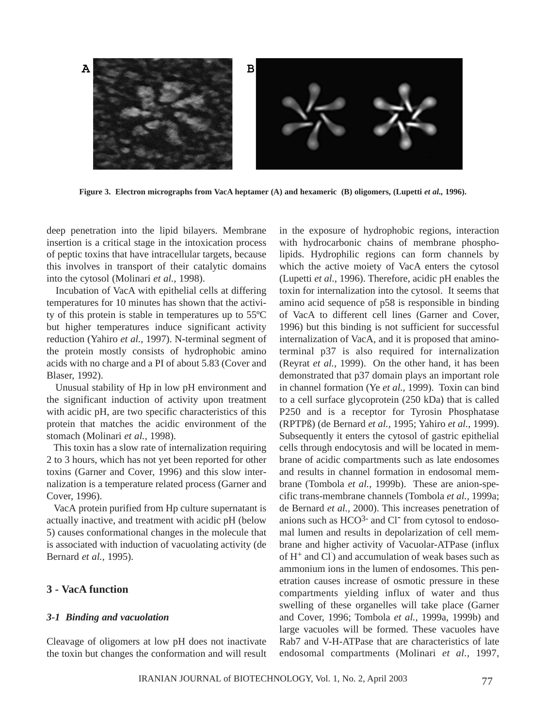**Figure 3. Electron micrographs from VacA heptamer (A) and hexameric (B) oligomers, (Lupetti *et al.,* 1996).**

deep penetration into the lipid bilayers. Membrane insertion is a critical stage in the intoxication process of peptic toxins that have intracellular targets, because this involves in transport of their catalytic domains into the cytosol (Molinari *et al.,* 1998).

Incubation of VacA with epithelial cells at differing temperatures for 10 minutes has shown that the activity of this protein is stable in temperatures up to 55ºC but higher temperatures induce significant activity reduction (Yahiro *et al.,* 1997). N-terminal segment of the protein mostly consists of hydrophobic amino acids with no charge and a PI of about 5.83 (Cover and Blaser, 1992).

Unusual stability of Hp in low pH environment and the significant induction of activity upon treatment with acidic pH, are two specific characteristics of this protein that matches the acidic environment of the stomach (Molinari *et al.,* 1998).

This toxin has a slow rate of internalization requiring 2 to 3 hours, which has not yet been reported for other toxins (Garner and Cover, 1996) and this slow internalization is a temperature related process (Garner and Cover, 1996).

VacA protein purified from Hp culture supernatant is actually inactive, and treatment with acidic pH (below 5) causes conformational changes in the molecule that is associated with induction of vacuolating activity (de Bernard *et al.,* 1995).

## 3 - VacA function

### *3-1 Binding and vacuolation*

Cleavage of oligomers at low pH does not inactivate the toxin but changes the conformation and will result in the exposure of hydrophobic regions, interaction with hydrocarbonic chains of membrane phospholipids. Hydrophilic regions can form channels by which the active moiety of VacA enters the cytosol (Lupetti *et al.,* 1996). Therefore, acidic pH enables the toxin for internalization into the cytosol. It seems that amino acid sequence of p58 is responsible in binding of VacA to different cell lines (Garner and Cover, 1996) but this binding is not sufficient for successful internalization of VacA, and it is proposed that amino-terminal p37 is also required for internalization (Reyrat *et al.,* 1999). On the other hand, it has been demonstrated that p37 domain plays an important role in channel formation (Ye *et al.,* 1999). Toxin can bind to a cell surface glycoprotein (250 kDa) that is called P250 and is a receptor for Tyrosin Phosphatase (RPTPß) (de Bernard *et al.,* 1995; Yahiro *et al.,* 1999). Subsequently it enters the cytosol of gastric epithelial cells through endocytosis and will be located in membrane of acidic compartments such as late endosomes and results in channel formation in endosomal membrane (Tombola *et al.,* 1999b). These are anion-specific trans-membrane channels (Tombola *et al.,* 1999a; de Bernard *et al.,* 2000). This increases penetration of anions such as $HCO^{3-}$ and $Cl^-$ from cytosol to endosomal lumen and results in depolarization of cell membrane and higher activity of Vacuolar-ATPase (influx of $H^+$ and $Cl^-$) and accumulation of weak bases such as ammonium ions in the lumen of endosomes. This penetration causes increase of osmotic pressure in these compartments yielding influx of water and thus swelling of these organelles will take place (Garner and Cover, 1996; Tombola *et al.,* 1999a, 1999b) and large vacuoles will be formed. These vacuoles have Rab7 and V-H-ATPase that are characteristics of late endosomal compartments (Molinari *et al.,* 1997,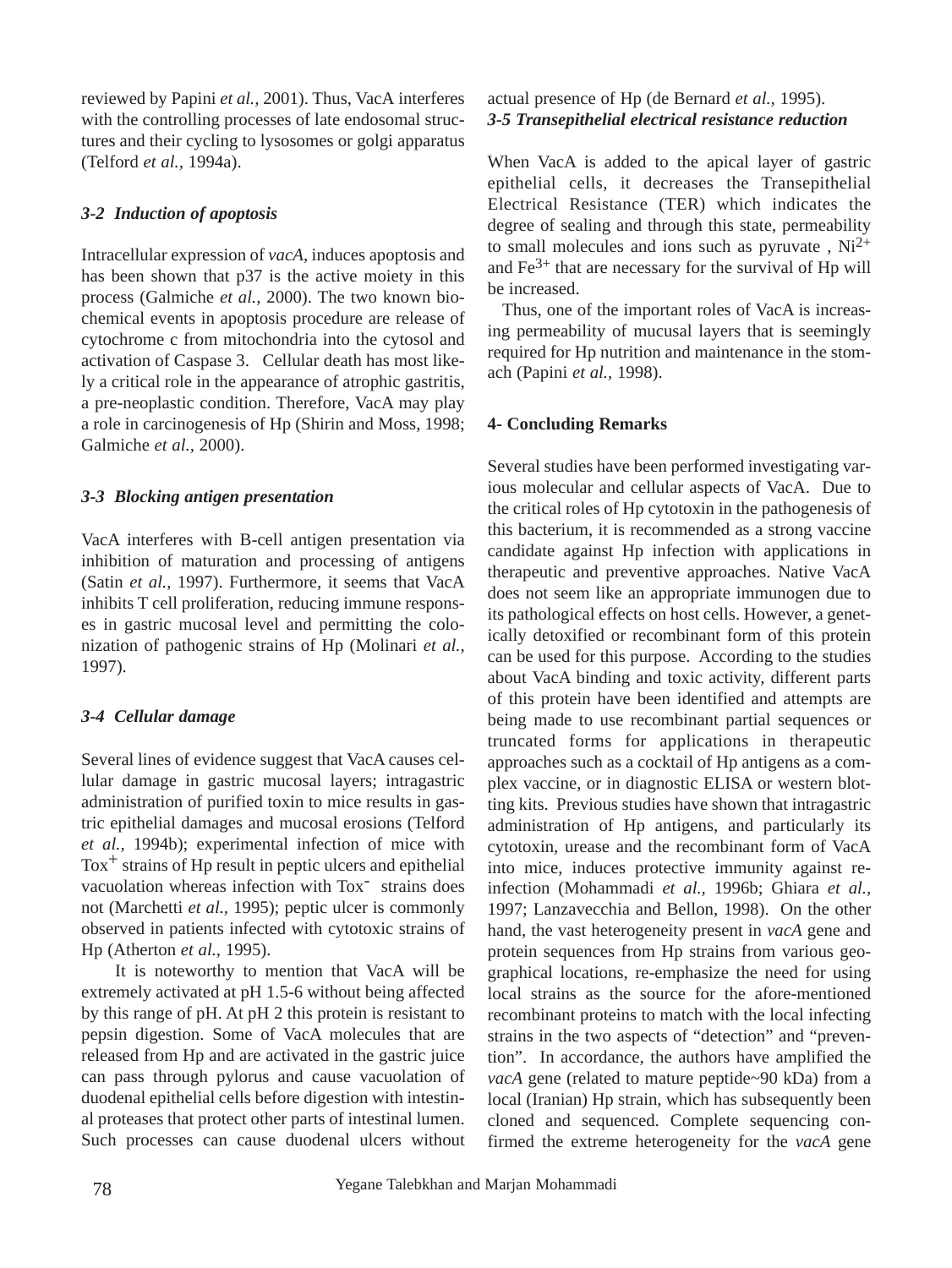reviewed by Papini *et al.,* 2001). Thus, VacA interferes with the controlling processes of late endosomal structures and their cycling to lysosomes or golgi apparatus (Telford *et al.,* 1994a).

### *3-2 Induction of apoptosis*

Intracellular expression of *vacA*, induces apoptosis and has been shown that p37 is the active moiety in this process (Galmiche *et al.,* 2000). The two known biochemical events in apoptosis procedure are release of cytochrome c from mitochondria into the cytosol and activation of Caspase 3. Cellular death has most likely a critical role in the appearance of atrophic gastritis, a pre-neoplastic condition. Therefore, VacA may play a role in carcinogenesis of Hp (Shirin and Moss, 1998; Galmiche *et al.,* 2000).

### *3-3 Blocking antigen presentation*

VacA interferes with B-cell antigen presentation via inhibition of maturation and processing of antigens (Satin *et al.,* 1997). Furthermore, it seems that VacA inhibits T cell proliferation, reducing immune responses in gastric mucosal level and permitting the colonization of pathogenic strains of Hp (Molinari *et al.,* 1997).

### *3-4 Cellular damage*

Several lines of evidence suggest that VacA causes cellular damage in gastric mucosal layers; intragastric administration of purified toxin to mice results in gastric epithelial damages and mucosal erosions (Telford *et al.,* 1994b); experimental infection of mice with $Tox^{+}$ strains of Hp result in peptic ulcers and epithelial vacuolation whereas infection with $Tox^{-}$ strains does not (Marchetti *et al.,* 1995); peptic ulcer is commonly observed in patients infected with cytotoxic strains of Hp (Atherton *et al.,* 1995).

It is noteworthy to mention that VacA will be extremely activated at pH 1.5-6 without being affected by this range of pH. At pH 2 this protein is resistant to pepsin digestion. Some of VacA molecules that are released from Hp and are activated in the gastric juice can pass through pylorus and cause vacuolation of duodenal epithelial cells before digestion with intestinal proteases that protect other parts of intestinal lumen. Such processes can cause duodenal ulcers without actual presence of Hp (de Bernard *et al.,* 1995).

### *3-5 Transepithelial electrical resistance reduction*

When VacA is added to the apical layer of gastric epithelial cells, it decreases the Transepithelial Electrical Resistance (TER) which indicates the degree of sealing and through this state, permeability to small molecules and ions such as pyruvate , $Ni^{2+}$ and $Fe^{3+}$ that are necessary for the survival of Hp will be increased.

Thus, one of the important roles of VacA is increasing permeability of mucusal layers that is seemingly required for Hp nutrition and maintenance in the stomach (Papini *et al.,* 1998).

## 4- Concluding Remarks

Several studies have been performed investigating various molecular and cellular aspects of VacA. Due to the critical roles of Hp cytotoxin in the pathogenesis of this bacterium, it is recommended as a strong vaccine candidate against Hp infection with applications in therapeutic and preventive approaches. Native VacA does not seem like an appropriate immunogen due to its pathological effects on host cells. However, a genetically detoxified or recombinant form of this protein can be used for this purpose. According to the studies about VacA binding and toxic activity, different parts of this protein have been identified and attempts are being made to use recombinant partial sequences or truncated forms for applications in therapeutic approaches such as a cocktail of Hp antigens as a complex vaccine, or in diagnostic ELISA or western blotting kits. Previous studies have shown that intragastric administration of Hp antigens, and particularly its cytotoxin, urease and the recombinant form of VacA into mice, induces protective immunity against re-infection (Mohammadi *et al.,* 1996b; Ghiara *et al.,* 1997; Lanzavecchia and Bellon, 1998). On the other hand, the vast heterogeneity present in *vacA* gene and protein sequences from Hp strains from various geographical locations, re-emphasize the need for using local strains as the source for the afore-mentioned recombinant proteins to match with the local infecting strains in the two aspects of "detection" and "prevention". In accordance, the authors have amplified the *vacA* gene (related to mature peptide~90 kDa) from a local (Iranian) Hp strain, which has subsequently been cloned and sequenced. Complete sequencing confirmed the extreme heterogeneity for the *vacA* gene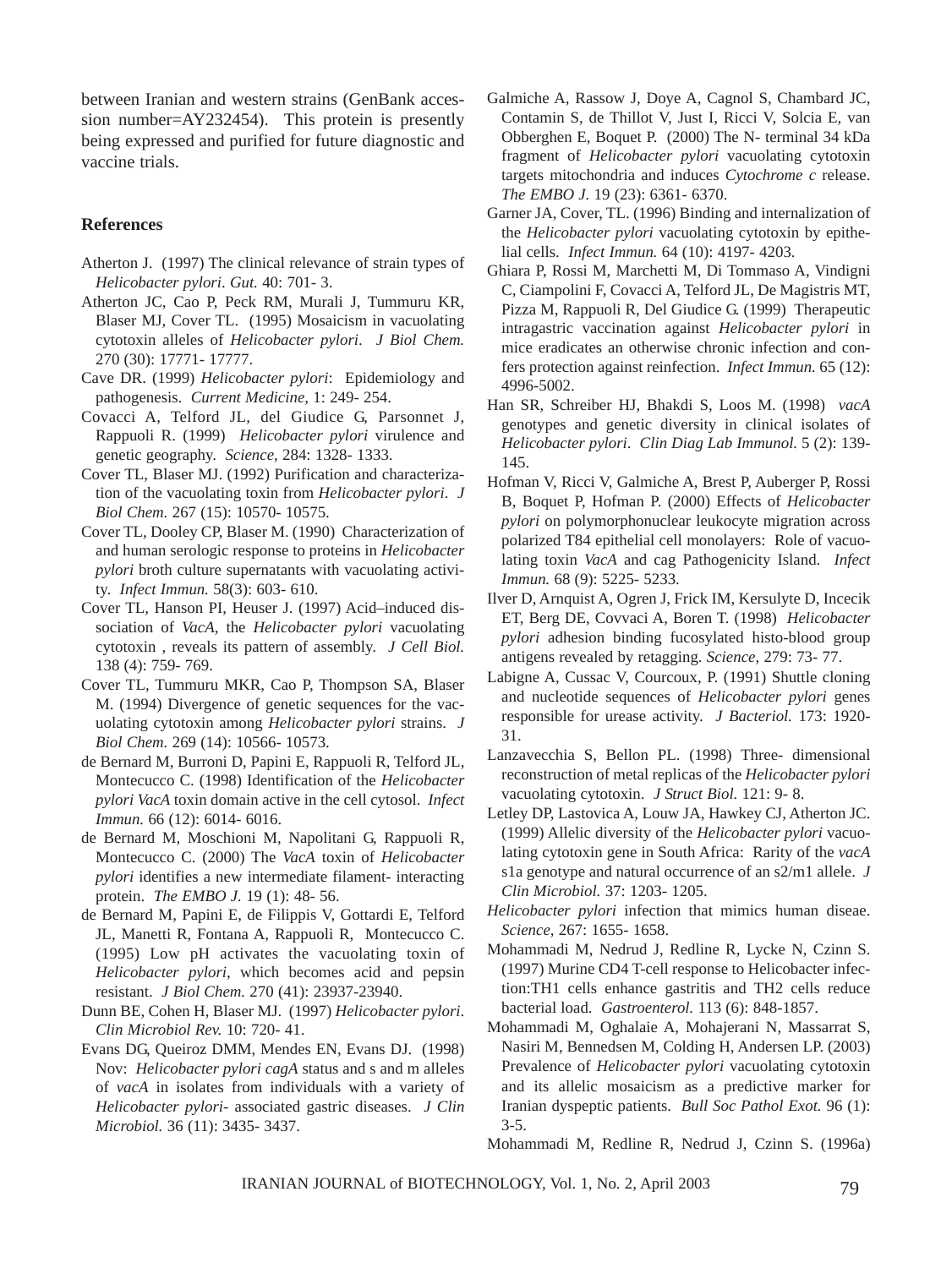between Iranian and western strains (GenBank accession number=AY232454). This protein is presently being expressed and purified for future diagnostic and vaccine trials.

## References

Atherton J. (1997) The clinical relevance of strain types of *Helicobacter pylori*. *Gut.* 40: 701- 3.

Atherton JC, Cao P, Peck RM, Murali J, Tummuru KR, Blaser MJ, Cover TL. (1995) Mosaicism in vacuolating cytotoxin alleles of *Helicobacter pylori*. *J Biol Chem.* 270 (30): 17771- 17777.

Cave DR. (1999) *Helicobacter pylori*: Epidemiology and pathogenesis. *Current Medicine,* 1: 249- 254.

Covacci A, Telford JL, del Giudice G, Parsonnet J, Rappuoli R. (1999) *Helicobacter pylori* virulence and genetic geography. *Science,* 284: 1328- 1333.

Cover TL, Blaser MJ. (1992) Purification and characterization of the vacuolating toxin from *Helicobacter pylori*. *J Biol Chem.* 267 (15): 10570- 10575.

Cover TL, Dooley CP, Blaser M. (1990) Characterization of and human serologic response to proteins in *Helicobacter pylori* broth culture supernatants with vacuolating activity. *Infect Immun.* 58(3): 603- 610.

Cover TL, Hanson PI, Heuser J. (1997) Acid–induced dissociation of *VacA*, the *Helicobacter pylori* vacuolating cytotoxin , reveals its pattern of assembly. *J Cell Biol.* 138 (4): 759- 769.

Cover TL, Tummuru MKR, Cao P, Thompson SA, Blaser M. (1994) Divergence of genetic sequences for the vacuolating cytotoxin among *Helicobacter pylori* strains. *J Biol Chem.* 269 (14): 10566- 10573.

de Bernard M, Burroni D, Papini E, Rappuoli R, Telford JL, Montecucco C. (1998) Identification of the *Helicobacter pylori VacA* toxin domain active in the cell cytosol. *Infect Immun.* 66 (12): 6014- 6016.

de Bernard M, Moschioni M, Napolitani G, Rappuoli R, Montecucco C. (2000) The *VacA* toxin of *Helicobacter pylori* identifies a new intermediate filament- interacting protein. *The EMBO J.* 19 (1): 48- 56.

de Bernard M, Papini E, de Filippis V, Gottardi E, Telford JL, Manetti R, Fontana A, Rappuoli R, Montecucco C. (1995) Low pH activates the vacuolating toxin of *Helicobacter pylori*, which becomes acid and pepsin resistant. *J Biol Chem.* 270 (41): 23937-23940.

Dunn BE, Cohen H, Blaser MJ. (1997) *Helicobacter pylori*. *Clin Microbiol Rev.* 10: 720- 41.

Evans DG, Queiroz DMM, Mendes EN, Evans DJ. (1998) Nov: *Helicobacter pylori cagA* status and s and m alleles of *vacA* in isolates from individuals with a variety of *Helicobacter pylori*- associated gastric diseases. *J Clin Microbiol.* 36 (11): 3435- 3437.

Galmiche A, Rassow J, Doye A, Cagnol S, Chambard JC, Contamin S, de Thillot V, Just I, Ricci V, Solcia E, van Obberghen E, Boquet P. (2000) The N- terminal 34 kDa fragment of *Helicobacter pylori* vacuolating cytotoxin targets mitochondria and induces *Cytochrome c* release. *The EMBO J.* 19 (23): 6361- 6370.

Garner JA, Cover, TL. (1996) Binding and internalization of the *Helicobacter pylori* vacuolating cytotoxin by epithelial cells. *Infect Immun.* 64 (10): 4197- 4203.

Ghiara P, Rossi M, Marchetti M, Di Tommaso A, Vindigni C, Ciampolini F, Covacci A, Telford JL, De Magistris MT, Pizza M, Rappuoli R, Del Giudice G. (1999) Therapeutic intragastric vaccination against *Helicobacter pylori* in mice eradicates an otherwise chronic infection and confers protection against reinfection. *Infect Immun.* 65 (12): 4996-5002.

Han SR, Schreiber HJ, Bhakdi S, Loos M. (1998) *vacA* genotypes and genetic diversity in clinical isolates of *Helicobacter pylori*. *Clin Diag Lab Immunol.* 5 (2): 139-145.

Hofman V, Ricci V, Galmiche A, Brest P, Auberger P, Rossi B, Boquet P, Hofman P. (2000) Effects of *Helicobacter pylori* on polymorphonuclear leukocyte migration across polarized T84 epithelial cell monolayers: Role of vacuolating toxin *VacA* and cag Pathogenicity Island. *Infect Immun.* 68 (9): 5225- 5233.

Ilver D, Arnquist A, Ogren J, Frick IM, Kersulyte D, Incecik ET, Berg DE, Covvaci A, Boren T. (1998) *Helicobacter pylori* adhesion binding fucosylated histo-blood group antigens revealed by retagging. *Science,* 279: 73- 77.

Labigne A, Cussac V, Courcoux, P. (1991) Shuttle cloning and nucleotide sequences of *Helicobacter pylori* genes responsible for urease activity. *J Bacteriol.* 173: 1920-31.

Lanzavecchia S, Bellon PL. (1998) Three- dimensional reconstruction of metal replicas of the *Helicobacter pylori* vacuolating cytotoxin. *J Struct Biol.* 121: 9- 8.

Letley DP, Lastovica A, Louw JA, Hawkey CJ, Atherton JC. (1999) Allelic diversity of the *Helicobacter pylori* vacuolating cytotoxin gene in South Africa: Rarity of the *vacA* s1a genotype and natural occurrence of an s2/m1 allele. *J Clin Microbiol.* 37: 1203- 1205.

*Helicobacter pylori* infection that mimics human diseae. *Science,* 267: 1655- 1658.

Mohammadi M, Nedrud J, Redline R, Lycke N, Czinn S. (1997) Murine CD4 T-cell response to Helicobacter infection:TH1 cells enhance gastritis and TH2 cells reduce bacterial load. *Gastroenterol.* 113 (6): 848-1857.

Mohammadi M, Oghalaie A, Mohajerani N, Massarrat S, Nasiri M, Bennedsen M, Colding H, Andersen LP. (2003) Prevalence of *Helicobacter pylori* vacuolating cytotoxin and its allelic mosaicism as a predictive marker for Iranian dyspeptic patients. *Bull Soc Pathol Exot.* 96 (1): 3-5.

Mohammadi M, Redline R, Nedrud J, Czinn S. (1996a)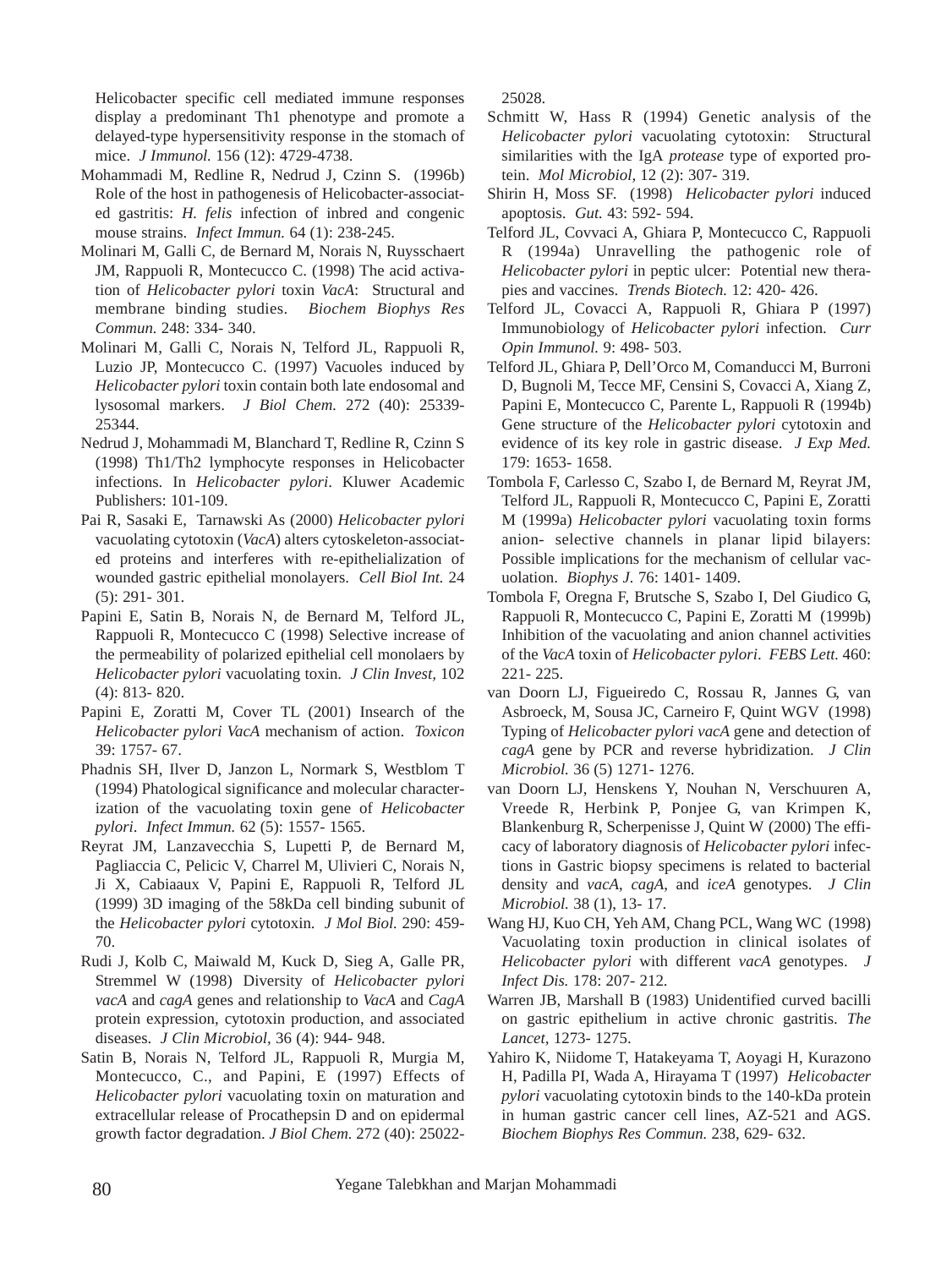Helicobacter specific cell mediated immune responses display a predominant Th1 phenotype and promote a delayed-type hypersensitivity response in the stomach of mice. *J Immunol.* 156 (12): 4729-4738.

Mohammadi M, Redline R, Nedrud J, Czinn S. (1996b) Role of the host in pathogenesis of Helicobacter-associated gastritis: *H. felis* infection of inbred and congenic mouse strains. *Infect Immun.* 64 (1): 238-245.

Molinari M, Galli C, de Bernard M, Norais N, Ruysschaert JM, Rappuoli R, Montecucco C. (1998) The acid activation of *Helicobacter pylori* toxin *VacA*: Structural and membrane binding studies. *Biochem Biophys Res Commun.* 248: 334- 340.

Molinari M, Galli C, Norais N, Telford JL, Rappuoli R, Luzio JP, Montecucco C. (1997) Vacuoles induced by *Helicobacter pylori* toxin contain both late endosomal and lysosomal markers. *J Biol Chem.* 272 (40): 25339-25344.

Nedrud J, Mohammadi M, Blanchard T, Redline R, Czinn S (1998) Th1/Th2 lymphocyte responses in Helicobacter infections. In *Helicobacter pylori*. Kluwer Academic Publishers: 101-109.

Pai R, Sasaki E, Tarnawski As (2000) *Helicobacter pylori* vacuolating cytotoxin (*VacA*) alters cytoskeleton-associated proteins and interferes with re-epithelialization of wounded gastric epithelial monolayers. *Cell Biol Int.* 24 (5): 291- 301.

Papini E, Satin B, Norais N, de Bernard M, Telford JL, Rappuoli R, Montecucco C (1998) Selective increase of the permeability of polarized epithelial cell monolaers by *Helicobacter pylori* vacuolating toxin. *J Clin Invest,* 102 (4): 813- 820.

Papini E, Zoratti M, Cover TL (2001) Insearch of the *Helicobacter pylori VacA* mechanism of action. *Toxicon* 39: 1757- 67.

Phadnis SH, Ilver D, Janzon L, Normark S, Westblom T (1994) Phatological significance and molecular characterization of the vacuolating toxin gene of *Helicobacter pylori*. *Infect Immun.* 62 (5): 1557- 1565.

Reyrat JM, Lanzavecchia S, Lupetti P, de Bernard M, Pagliaccia C, Pelicic V, Charrel M, Ulivieri C, Norais N, Ji X, Cabiaaux V, Papini E, Rappuoli R, Telford JL (1999) 3D imaging of the 58kDa cell binding subunit of the *Helicobacter pylori* cytotoxin. *J Mol Biol.* 290: 459-70.

Rudi J, Kolb C, Maiwald M, Kuck D, Sieg A, Galle PR, Stremmel W (1998) Diversity of *Helicobacter pylori vacA* and *cagA* genes and relationship to *VacA* and *CagA* protein expression, cytotoxin production, and associated diseases. *J Clin Microbiol,* 36 (4): 944- 948.

Satin B, Norais N, Telford JL, Rappuoli R, Murgia M, Montecucco, C., and Papini, E (1997) Effects of *Helicobacter pylori* vacuolating toxin on maturation and extracellular release of Procathepsin D and on epidermal growth factor degradation. *J Biol Chem.* 272 (40): 25022-25028.

Schmitt W, Hass R (1994) Genetic analysis of the *Helicobacter pylori* vacuolating cytotoxin: Structural similarities with the IgA *protease* type of exported protein. *Mol Microbiol,* 12 (2): 307- 319.

Shirin H, Moss SF. (1998) *Helicobacter pylori* induced apoptosis. *Gut.* 43: 592- 594.

Telford JL, Covvaci A, Ghiara P, Montecucco C, Rappuoli R (1994a) Unravelling the pathogenic role of *Helicobacter pylori* in peptic ulcer: Potential new therapies and vaccines. *Trends Biotech.* 12: 420- 426.

Telford JL, Covacci A, Rappuoli R, Ghiara P (1997) Immunobiology of *Helicobacter pylori* infection. *Curr Opin Immunol.* 9: 498- 503.

Telford JL, Ghiara P, Dell'Orco M, Comanducci M, Burroni D, Bugnoli M, Tecce MF, Censini S, Covacci A, Xiang Z, Papini E, Montecucco C, Parente L, Rappuoli R (1994b) Gene structure of the *Helicobacter pylori* cytotoxin and evidence of its key role in gastric disease. *J Exp Med.* 179: 1653- 1658.

Tombola F, Carlesso C, Szabo I, de Bernard M, Reyrat JM, Telford JL, Rappuoli R, Montecucco C, Papini E, Zoratti M (1999a) *Helicobacter pylori* vacuolating toxin forms anion- selective channels in planar lipid bilayers: Possible implications for the mechanism of cellular vacuolation. *Biophys J.* 76: 1401- 1409.

Tombola F, Oregna F, Brutsche S, Szabo I, Del Giudico G, Rappuoli R, Montecucco C, Papini E, Zoratti M (1999b) Inhibition of the vacuolating and anion channel activities of the *VacA* toxin of *Helicobacter pylori*. *FEBS Lett.* 460: 221- 225.

van Doorn LJ, Figueiredo C, Rossau R, Jannes G, van Asbroeck, M, Sousa JC, Carneiro F, Quint WGV (1998) Typing of *Helicobacter pylori vacA* gene and detection of *cagA* gene by PCR and reverse hybridization. *J Clin Microbiol.* 36 (5) 1271- 1276.

van Doorn LJ, Henskens Y, Nouhan N, Verschuuren A, Vreede R, Herbink P, Ponjee G, van Krimpen K, Blankenburg R, Scherpenisse J, Quint W (2000) The efficacy of laboratory diagnosis of *Helicobacter pylori* infections in Gastric biopsy specimens is related to bacterial density and *vacA*, *cagA,* and *iceA* genotypes. *J Clin Microbiol.* 38 (1), 13- 17.

Wang HJ, Kuo CH, Yeh AM, Chang PCL, Wang WC (1998) Vacuolating toxin production in clinical isolates of *Helicobacter pylori* with different *vacA* genotypes. *J Infect Dis.* 178: 207- 212.

Warren JB, Marshall B (1983) Unidentified curved bacilli on gastric epithelium in active chronic gastritis. *The Lancet,* 1273- 1275.

Yahiro K, Niidome T, Hatakeyama T, Aoyagi H, Kurazono H, Padilla PI, Wada A, Hirayama T (1997) *Helicobacter pylori* vacuolating cytotoxin binds to the 140-kDa protein in human gastric cancer cell lines, AZ-521 and AGS. *Biochem Biophys Res Commun.* 238, 629- 632.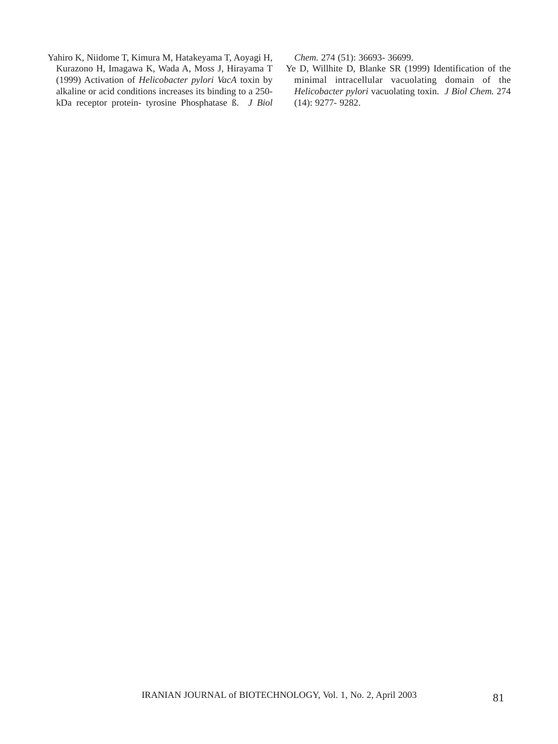Yahiro K, Niidome T, Kimura M, Hatakeyama T, Aoyagi H, Kurazono H, Imagawa K, Wada A, Moss J, Hirayama T (1999) Activation of *Helicobacter pylori VacA* toxin by alkaline or acid conditions increases its binding to a 250-kDa receptor protein- tyrosine Phosphatase ß. *J Biol Chem.* 274 (51): 36693- 36699.

Ye D, Willhite D, Blanke SR (1999) Identification of the minimal intracellular vacuolating domain of the *Helicobacter pylori* vacuolating toxin. *J Biol Chem.* 274 (14): 9277- 9282.